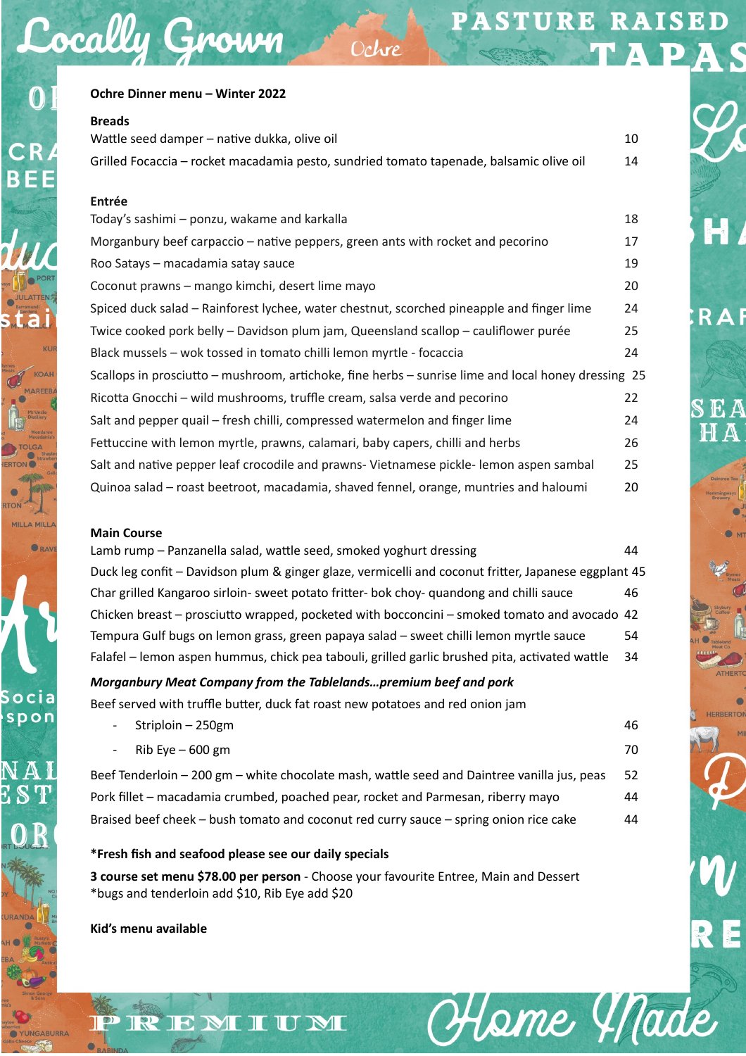# Ochre Dinner menu – Winter 2022

## Breads

| Item | Price |
|---|---|
| Wattle seed damper – native dukka, olive oil | 10 |
| Grilled Focaccia – rocket macadamia pesto, sundried tomato tapenade, balsamic olive oil | 14 |

## Entrée

| Item | Price |
|---|---|
| Today's sashimi – ponzu, wakame and karkalla | 18 |
| Morganbury beef carpaccio – native peppers, green ants with rocket and pecorino | 17 |
| Roo Satays – macadamia satay sauce | 19 |
| Coconut prawns – mango kimchi, desert lime mayo | 20 |
| Spiced duck salad – Rainforest lychee, water chestnut, scorched pineapple and finger lime | 24 |
| Twice cooked pork belly – Davidson plum jam, Queensland scallop – cauliflower purée | 25 |
| Black mussels – wok tossed in tomato chilli lemon myrtle - focaccia | 24 |
| Scallops in prosciutto – mushroom, artichoke, fine herbs – sunrise lime and local honey dressing | 25 |
| Ricotta Gnocchi – wild mushrooms, truffle cream, salsa verde and pecorino | 22 |
| Salt and pepper quail – fresh chilli, compressed watermelon and finger lime | 24 |
| Fettuccine with lemon myrtle, prawns, calamari, baby capers, chilli and herbs | 26 |
| Salt and native pepper leaf crocodile and prawns- Vietnamese pickle- lemon aspen sambal | 25 |
| Quinoa salad – roast beetroot, macadamia, shaved fennel, orange, muntries and haloumi | 20 |

## Main Course

| Item | Price |
|---|---|
| Lamb rump – Panzanella salad, wattle seed, smoked yoghurt dressing | 44 |
| Duck leg confit – Davidson plum & ginger glaze, vermicelli and coconut fritter, Japanese eggplant | 45 |
| Char grilled Kangaroo sirloin- sweet potato fritter- bok choy- quandong and chilli sauce | 46 |
| Chicken breast – prosciutto wrapped, pocketed with bocconcini – smoked tomato and avocado | 42 |
| Tempura Gulf bugs on lemon grass, green papaya salad – sweet chilli lemon myrtle sauce | 54 |
| Falafel – lemon aspen hummus, chick pea tabouli, grilled garlic brushed pita, activated wattle | 34 |

***Morganbury Meat Company from the Tablelands…premium beef and pork***

Beef served with truffle butter, duck fat roast new potatoes and red onion jam

| Item | Price |
|---|---|
| - Striploin – 250gm | 46 |
| - Rib Eye – 600 gm | 70 |
| Beef Tenderloin – 200 gm – white chocolate mash, wattle seed and Daintree vanilla jus, peas | 52 |
| Pork fillet – macadamia crumbed, poached pear, rocket and Parmesan, riberry mayo | 44 |
| Braised beef cheek – bush tomato and coconut red curry sauce – spring onion rice cake | 44 |

**\*Fresh fish and seafood please see our daily specials**

**3 course set menu $78.00 per person** - Choose your favourite Entree, Main and Dessert
*bugs and tenderloin add $10, Rib Eye add $20

**Kid's menu available**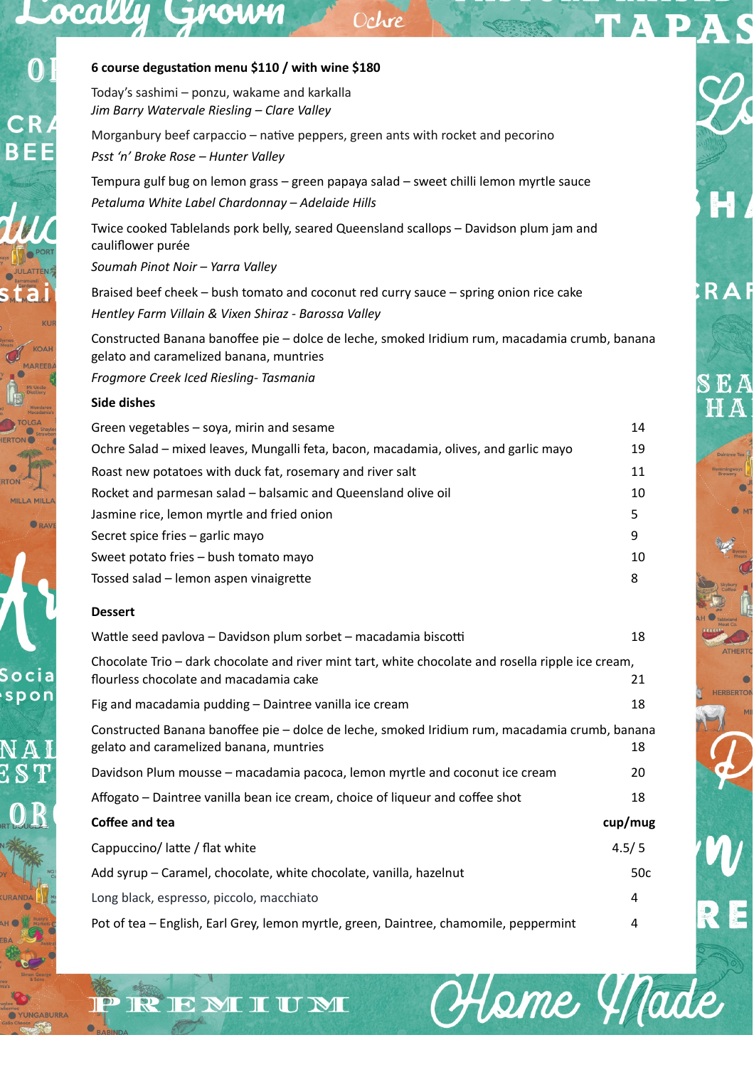**6 course degustation menu $110 / with wine $180**

Today's sashimi – ponzu, wakame and karkalla
*Jim Barry Watervale Riesling – Clare Valley*

Morganbury beef carpaccio – native peppers, green ants with rocket and pecorino
*Psst 'n' Broke Rose – Hunter Valley*

Tempura gulf bug on lemon grass – green papaya salad – sweet chilli lemon myrtle sauce
*Petaluma White Label Chardonnay – Adelaide Hills*

Twice cooked Tablelands pork belly, seared Queensland scallops – Davidson plum jam and cauliflower purée
*Soumah Pinot Noir – Yarra Valley*

Braised beef cheek – bush tomato and coconut red curry sauce – spring onion rice cake
*Hentley Farm Villain & Vixen Shiraz - Barossa Valley*

Constructed Banana banoffee pie – dolce de leche, smoked Iridium rum, macadamia crumb, banana gelato and caramelized banana, muntries
*Frogmore Creek Iced Riesling- Tasmania*

**Side dishes**

| | |
|---|---|
| Green vegetables – soya, mirin and sesame | 14 |
| Ochre Salad – mixed leaves, Mungalli feta, bacon, macadamia, olives, and garlic mayo | 19 |
| Roast new potatoes with duck fat, rosemary and river salt | 11 |
| Rocket and parmesan salad – balsamic and Queensland olive oil | 10 |
| Jasmine rice, lemon myrtle and fried onion | 5 |
| Secret spice fries – garlic mayo | 9 |
| Sweet potato fries – bush tomato mayo | 10 |
| Tossed salad – lemon aspen vinaigrette | 8 |

**Dessert**

| | |
|---|---|
| Wattle seed pavlova – Davidson plum sorbet – macadamia biscotti | 18 |
| Chocolate Trio – dark chocolate and river mint tart, white chocolate and rosella ripple ice cream, flourless chocolate and macadamia cake | 21 |
| Fig and macadamia pudding – Daintree vanilla ice cream | 18 |
| Constructed Banana banoffee pie – dolce de leche, smoked Iridium rum, macadamia crumb, banana gelato and caramelized banana, muntries | 18 |
| Davidson Plum mousse – macadamia pacoca, lemon myrtle and coconut ice cream | 20 |
| Affogato – Daintree vanilla bean ice cream, choice of liqueur and coffee shot | 18 |

| **Coffee and tea** | **cup/mug** |
|---|---|
| Cappuccino/ latte / flat white | 4.5/ 5 |
| Add syrup – Caramel, chocolate, white chocolate, vanilla, hazelnut | 50c |
| Long black, espresso, piccolo, macchiato | 4 |
| Pot of tea – English, Earl Grey, lemon myrtle, green, Daintree, chamomile, peppermint | 4 |